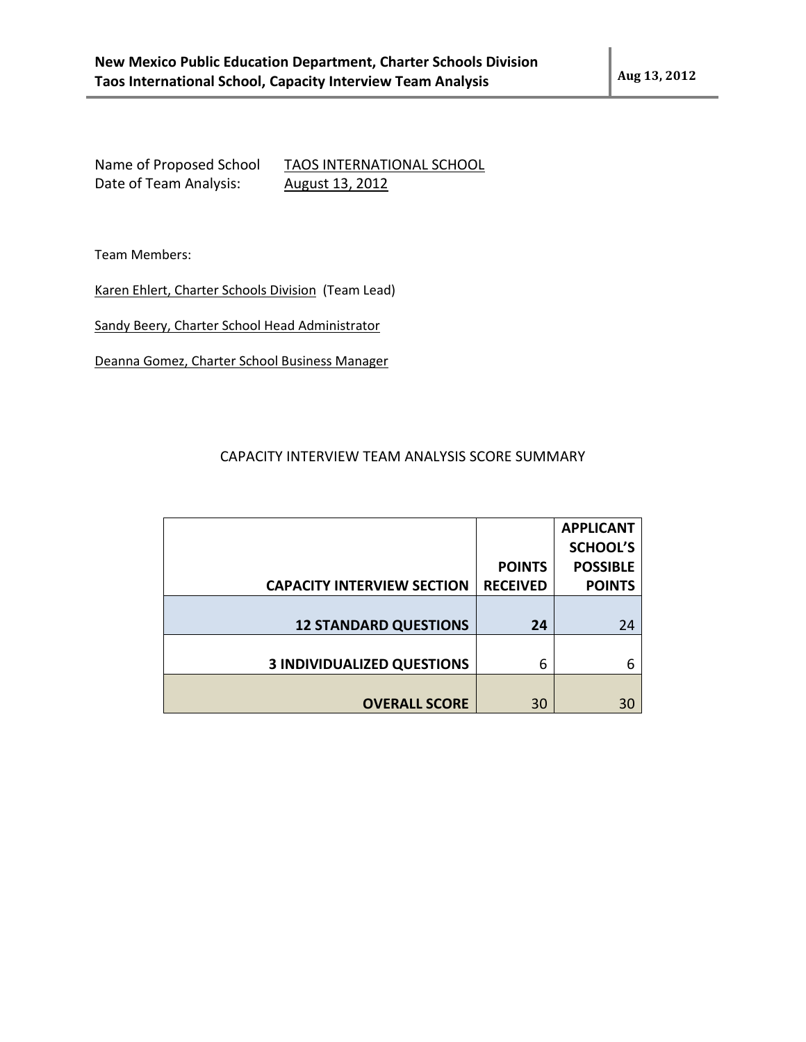Name of Proposed School TAOS INTERNATIONAL SCHOOL
Date of Team Analysis: August 13, 2012

Team Members:

Karen Ehlert, Charter Schools Division (Team Lead)

Sandy Beery, Charter School Head Administrator

Deanna Gomez, Charter School Business Manager

## CAPACITY INTERVIEW TEAM ANALYSIS SCORE SUMMARY

| CAPACITY INTERVIEW SECTION | POINTS RECEIVED | APPLICANT SCHOOL'S POSSIBLE POINTS |
|---|---|---|
| **12 STANDARD QUESTIONS** | **24** | 24 |
| **3 INDIVIDUALIZED QUESTIONS** | 6 | 6 |
| **OVERALL SCORE** | 30 | 30 |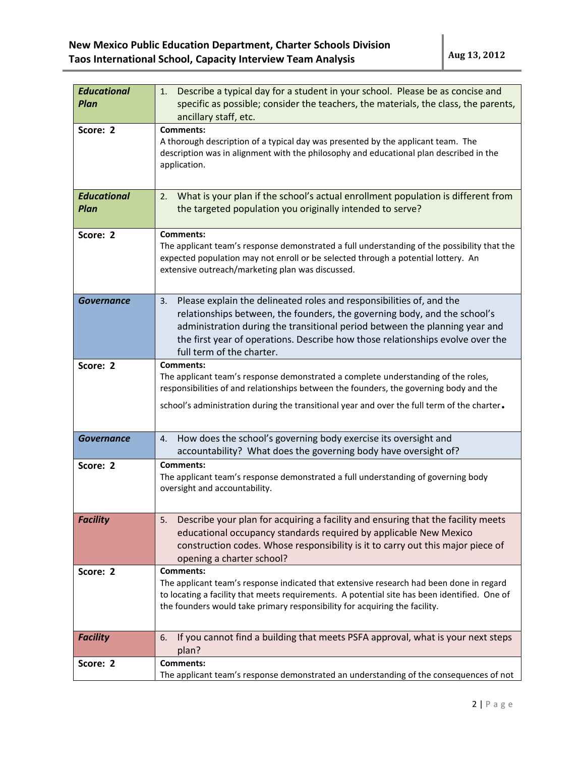| Educational Plan | 1. Describe a typical day for a student in your school. Please be as concise and specific as possible; consider the teachers, the materials, the class, the parents, ancillary staff, etc. |
| --- | --- |
| **Score: 2** | **Comments:**<br>A thorough description of a typical day was presented by the applicant team. The description was in alignment with the philosophy and educational plan described in the application. |
| ***Educational Plan*** | 2. What is your plan if the school's actual enrollment population is different from the targeted population you originally intended to serve? |
| **Score: 2** | **Comments:**<br>The applicant team's response demonstrated a full understanding of the possibility that the expected population may not enroll or be selected through a potential lottery. An extensive outreach/marketing plan was discussed. |
| ***Governance*** | 3. Please explain the delineated roles and responsibilities of, and the relationships between, the founders, the governing body, and the school's administration during the transitional period between the planning year and the first year of operations. Describe how those relationships evolve over the full term of the charter. |
| **Score: 2** | **Comments:**<br>The applicant team's response demonstrated a complete understanding of the roles, responsibilities of and relationships between the founders, the governing body and the school's administration during the transitional year and over the full term of the charter. |
| ***Governance*** | 4. How does the school's governing body exercise its oversight and accountability? What does the governing body have oversight of? |
| **Score: 2** | **Comments:**<br>The applicant team's response demonstrated a full understanding of governing body oversight and accountability. |
| ***Facility*** | 5. Describe your plan for acquiring a facility and ensuring that the facility meets educational occupancy standards required by applicable New Mexico construction codes. Whose responsibility is it to carry out this major piece of opening a charter school? |
| **Score: 2** | **Comments:**<br>The applicant team's response indicated that extensive research had been done in regard to locating a facility that meets requirements. A potential site has been identified. One of the founders would take primary responsibility for acquiring the facility. |
| ***Facility*** | 6. If you cannot find a building that meets PSFA approval, what is your next steps plan? |
| **Score: 2** | **Comments:**<br>The applicant team's response demonstrated an understanding of the consequences of not |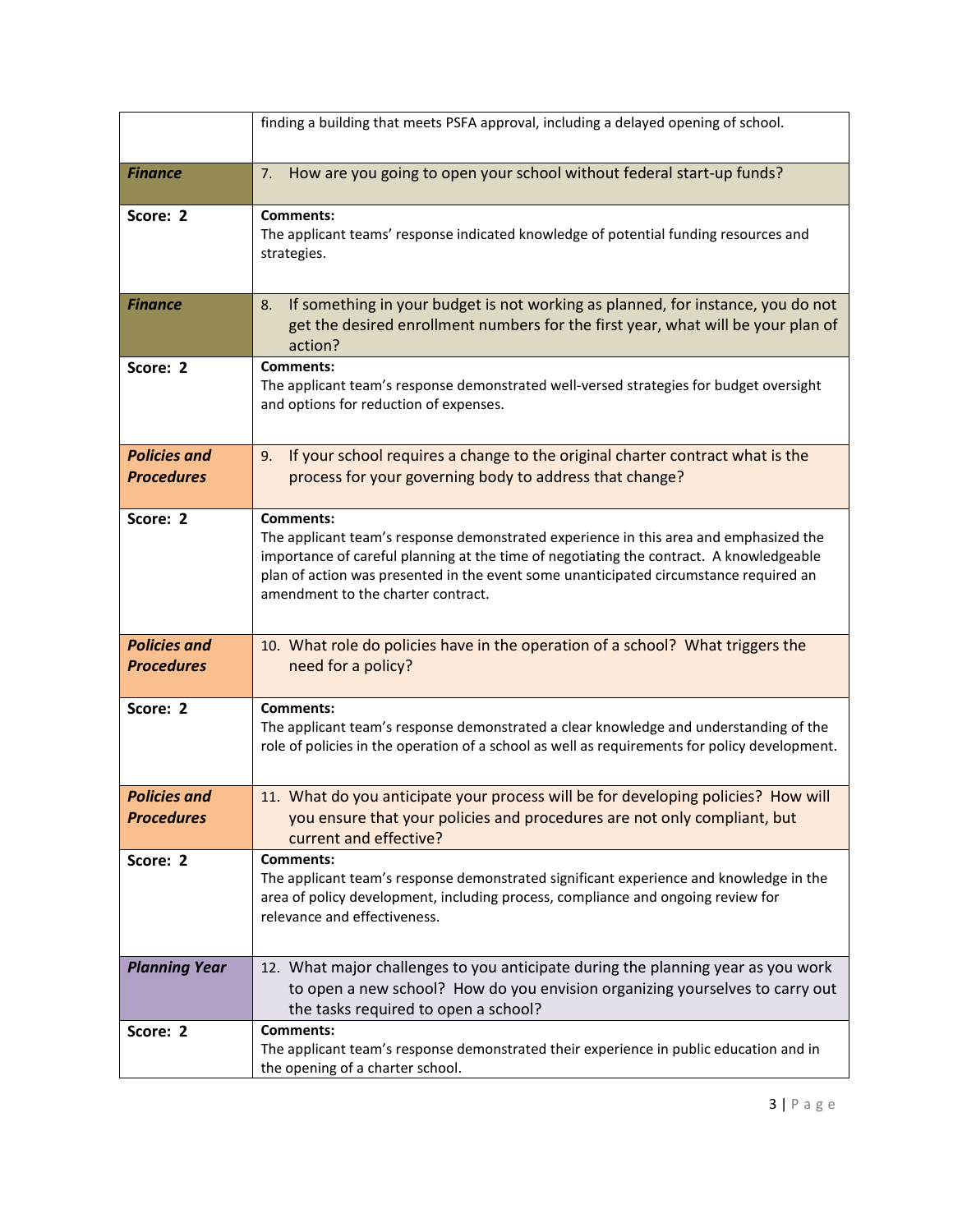| | |
|---|---|
| | finding a building that meets PSFA approval, including a delayed opening of school. |
| ***Finance*** | 7. How are you going to open your school without federal start-up funds? |
| **Score: 2** | **Comments:**<br>The applicant teams' response indicated knowledge of potential funding resources and strategies. |
| ***Finance*** | 8. If something in your budget is not working as planned, for instance, you do not get the desired enrollment numbers for the first year, what will be your plan of action? |
| **Score: 2** | **Comments:**<br>The applicant team's response demonstrated well-versed strategies for budget oversight and options for reduction of expenses. |
| ***Policies and Procedures*** | 9. If your school requires a change to the original charter contract what is the process for your governing body to address that change? |
| **Score: 2** | **Comments:**<br>The applicant team's response demonstrated experience in this area and emphasized the importance of careful planning at the time of negotiating the contract. A knowledgeable plan of action was presented in the event some unanticipated circumstance required an amendment to the charter contract. |
| ***Policies and Procedures*** | 10. What role do policies have in the operation of a school? What triggers the need for a policy? |
| **Score: 2** | **Comments:**<br>The applicant team's response demonstrated a clear knowledge and understanding of the role of policies in the operation of a school as well as requirements for policy development. |
| ***Policies and Procedures*** | 11. What do you anticipate your process will be for developing policies? How will you ensure that your policies and procedures are not only compliant, but current and effective? |
| **Score: 2** | **Comments:**<br>The applicant team's response demonstrated significant experience and knowledge in the area of policy development, including process, compliance and ongoing review for relevance and effectiveness. |
| ***Planning Year*** | 12. What major challenges to you anticipate during the planning year as you work to open a new school? How do you envision organizing yourselves to carry out the tasks required to open a school? |
| **Score: 2** | **Comments:**<br>The applicant team's response demonstrated their experience in public education and in the opening of a charter school. |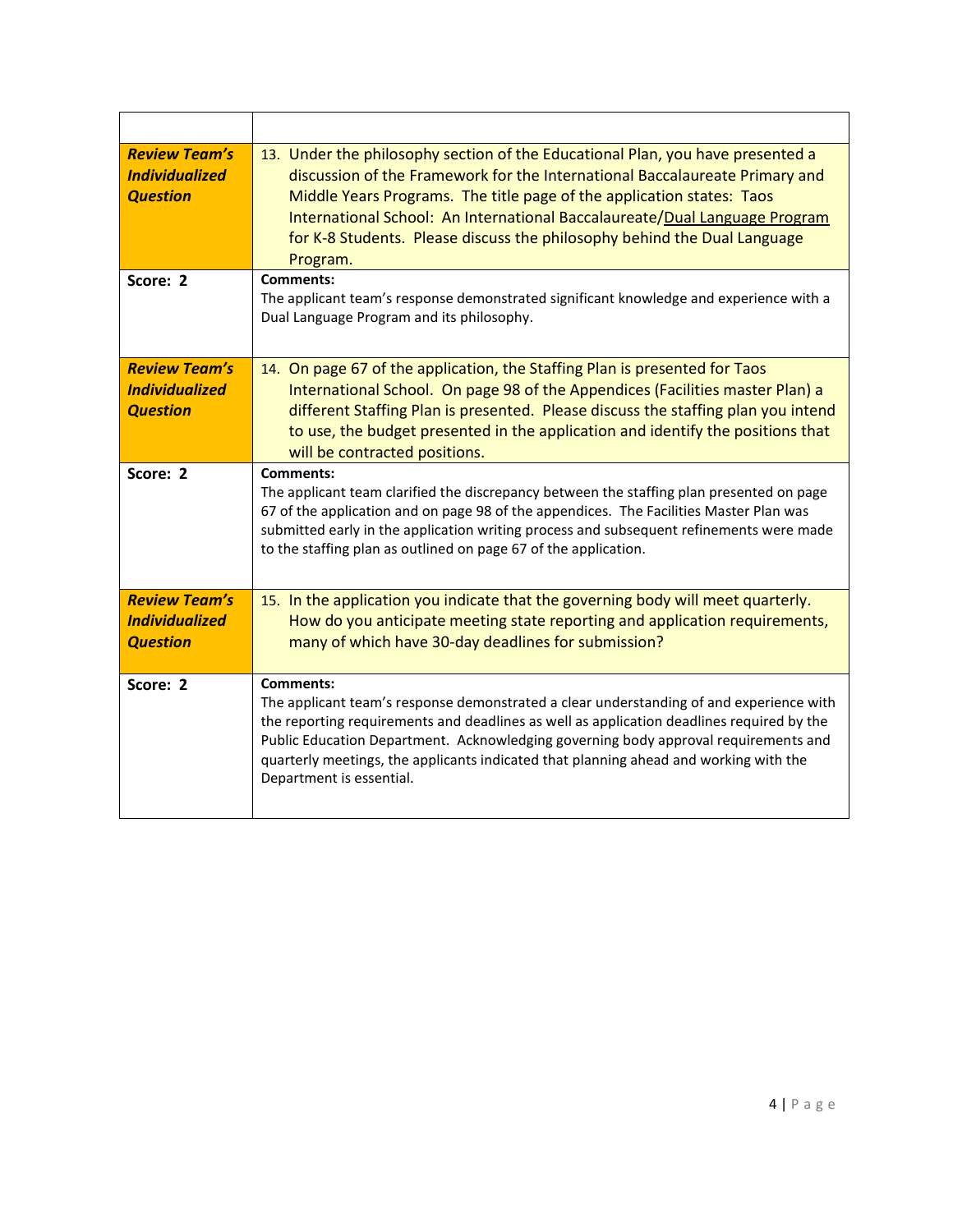| | |
|---|---|
| ***Review Team's Individualized Question*** | 13. Under the philosophy section of the Educational Plan, you have presented a discussion of the Framework for the International Baccalaureate Primary and Middle Years Programs. The title page of the application states: Taos International School: An International Baccalaureate/Dual Language Program for K-8 Students. Please discuss the philosophy behind the Dual Language Program. |
| **Score: 2** | **Comments:** The applicant team's response demonstrated significant knowledge and experience with a Dual Language Program and its philosophy. |
| ***Review Team's Individualized Question*** | 14. On page 67 of the application, the Staffing Plan is presented for Taos International School. On page 98 of the Appendices (Facilities master Plan) a different Staffing Plan is presented. Please discuss the staffing plan you intend to use, the budget presented in the application and identify the positions that will be contracted positions. |
| **Score: 2** | **Comments:** The applicant team clarified the discrepancy between the staffing plan presented on page 67 of the application and on page 98 of the appendices. The Facilities Master Plan was submitted early in the application writing process and subsequent refinements were made to the staffing plan as outlined on page 67 of the application. |
| ***Review Team's Individualized Question*** | 15. In the application you indicate that the governing body will meet quarterly. How do you anticipate meeting state reporting and application requirements, many of which have 30-day deadlines for submission? |
| **Score: 2** | **Comments:** The applicant team's response demonstrated a clear understanding of and experience with the reporting requirements and deadlines as well as application deadlines required by the Public Education Department. Acknowledging governing body approval requirements and quarterly meetings, the applicants indicated that planning ahead and working with the Department is essential. |